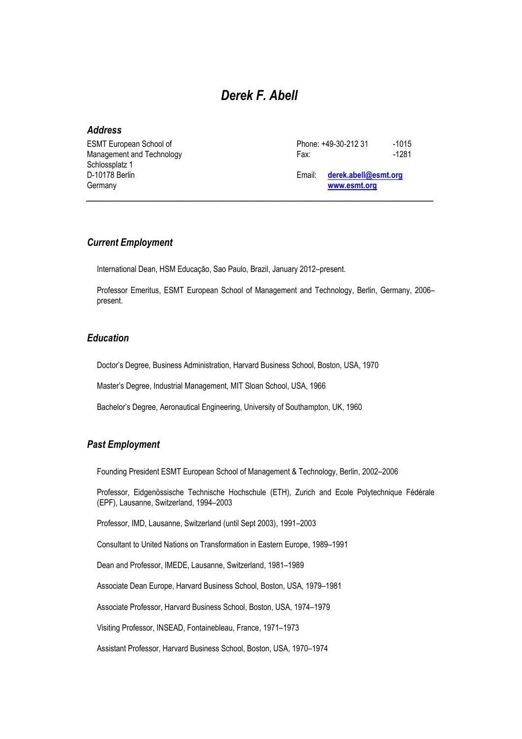# *Derek F. Abell*

## *Address*

ESMT European School of Management and Technology
Schlossplatz 1
D-10178 Berlin
Germany

Phone: +49-30-212 31 -1015
Fax: -1281

Email: **derek.abell@esmt.org**
**www.esmt.org**

---

## *Current Employment*

International Dean, HSM Educação, Sao Paulo, Brazil, January 2012–present.

Professor Emeritus, ESMT European School of Management and Technology, Berlin, Germany, 2006–present.

## *Education*

Doctor's Degree, Business Administration, Harvard Business School, Boston, USA, 1970

Master's Degree, Industrial Management, MIT Sloan School, USA, 1966

Bachelor's Degree, Aeronautical Engineering, University of Southampton, UK, 1960

## *Past Employment*

Founding President ESMT European School of Management & Technology, Berlin, 2002–2006

Professor, Eidgenössische Technische Hochschule (ETH), Zurich and Ecole Polytechnique Fédérale (EPF), Lausanne, Switzerland, 1994–2003

Professor, IMD, Lausanne, Switzerland (until Sept 2003), 1991–2003

Consultant to United Nations on Transformation in Eastern Europe, 1989–1991

Dean and Professor, IMEDE, Lausanne, Switzerland, 1981–1989

Associate Dean Europe, Harvard Business School, Boston, USA, 1979–1981

Associate Professor, Harvard Business School, Boston, USA, 1974–1979

Visiting Professor, INSEAD, Fontainebleau, France, 1971–1973

Assistant Professor, Harvard Business School, Boston, USA, 1970–1974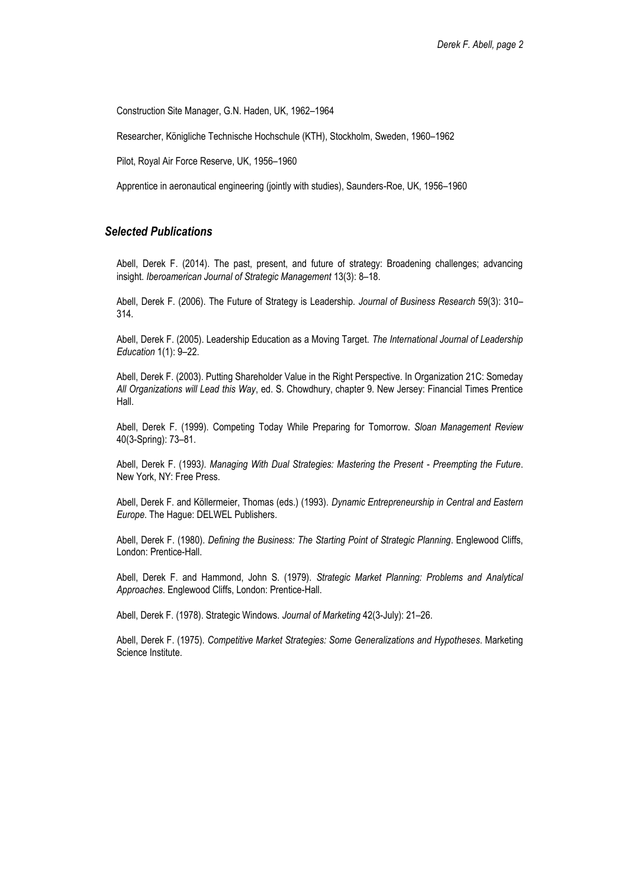Construction Site Manager, G.N. Haden, UK, 1962–1964

Researcher, Königliche Technische Hochschule (KTH), Stockholm, Sweden, 1960–1962

Pilot, Royal Air Force Reserve, UK, 1956–1960

Apprentice in aeronautical engineering (jointly with studies), Saunders-Roe, UK, 1956–1960

## *Selected Publications*

Abell, Derek F. (2014). The past, present, and future of strategy: Broadening challenges; advancing insight. *Iberoamerican Journal of Strategic Management* 13(3): 8–18.

Abell, Derek F. (2006). The Future of Strategy is Leadership. *Journal of Business Research* 59(3): 310–314.

Abell, Derek F. (2005). Leadership Education as a Moving Target. *The International Journal of Leadership Education* 1(1): 9–22.

Abell, Derek F. (2003). Putting Shareholder Value in the Right Perspective. In Organization 21C: Someday *All Organizations will Lead this Way*, ed. S. Chowdhury, chapter 9. New Jersey: Financial Times Prentice Hall.

Abell, Derek F. (1999). Competing Today While Preparing for Tomorrow. *Sloan Management Review* 40(3-Spring): 73–81.

Abell, Derek F. (1993). *Managing With Dual Strategies: Mastering the Present - Preempting the Future*. New York, NY: Free Press.

Abell, Derek F. and Köllermeier, Thomas (eds.) (1993). *Dynamic Entrepreneurship in Central and Eastern Europe*. The Hague: DELWEL Publishers.

Abell, Derek F. (1980). *Defining the Business: The Starting Point of Strategic Planning*. Englewood Cliffs, London: Prentice-Hall.

Abell, Derek F. and Hammond, John S. (1979). *Strategic Market Planning: Problems and Analytical Approaches*. Englewood Cliffs, London: Prentice-Hall.

Abell, Derek F. (1978). Strategic Windows. *Journal of Marketing* 42(3-July): 21–26.

Abell, Derek F. (1975). *Competitive Market Strategies: Some Generalizations and Hypotheses*. Marketing Science Institute.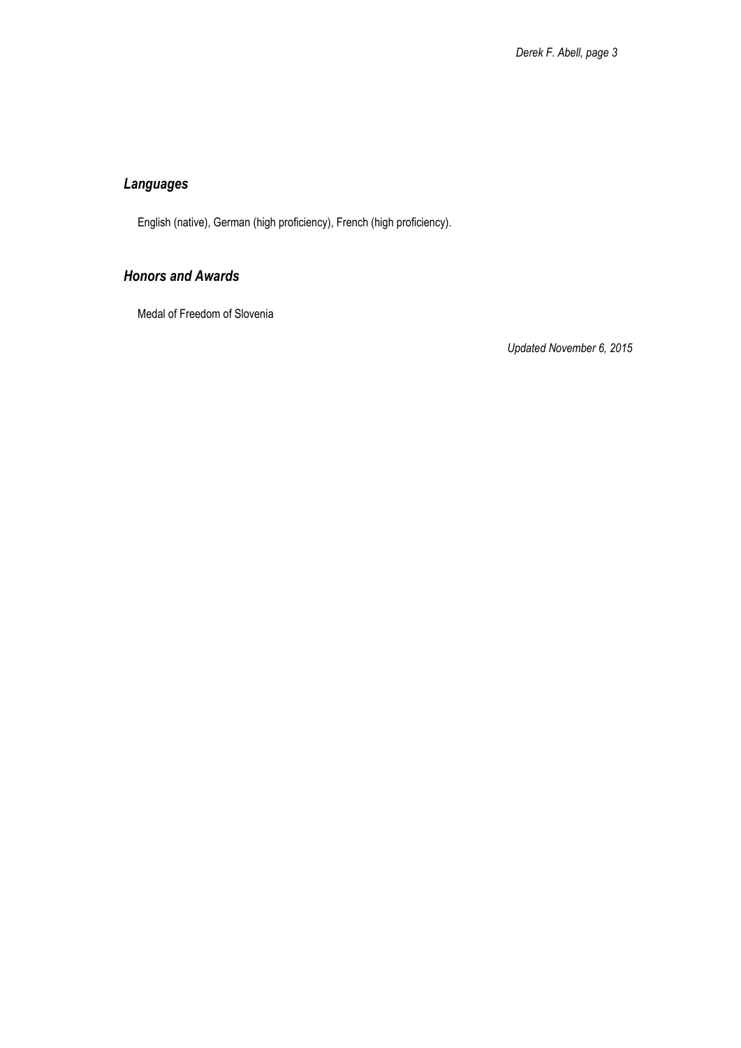## *Languages*

English (native), German (high proficiency), French (high proficiency).

## *Honors and Awards*

Medal of Freedom of Slovenia

*Updated November 6, 2015*